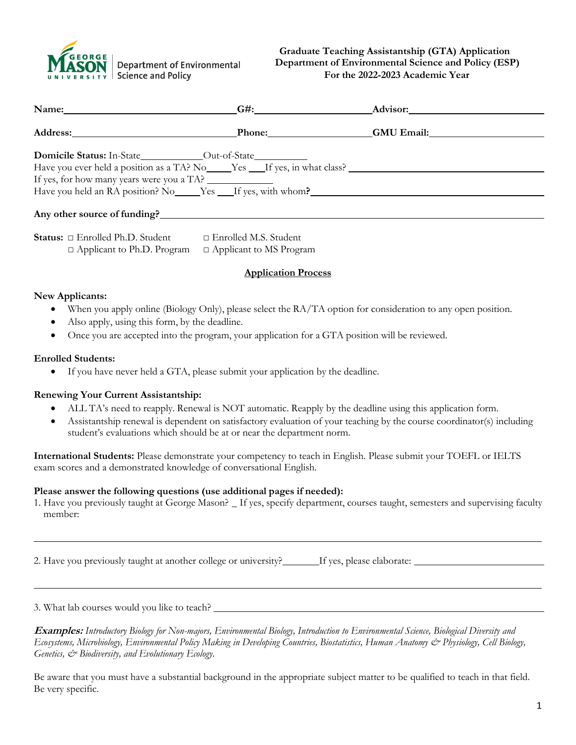George Mason University | Department of Environmental Science and Policy

**Graduate Teaching Assistantship (GTA) Application**
**Department of Environmental Science and Policy (ESP)**
**For the 2022-2023 Academic Year**

**Name:**\_\_\_\_\_\_\_\_\_\_\_\_\_\_\_\_\_\_\_\_\_\_\_\_ **G#:**\_\_\_\_\_\_\_\_\_\_\_\_\_\_\_\_\_\_ **Advisor:**\_\_\_\_\_\_\_\_\_\_\_\_\_\_\_\_\_\_\_\_

**Address:**\_\_\_\_\_\_\_\_\_\_\_\_\_\_\_\_\_\_\_\_\_\_\_\_ **Phone:**\_\_\_\_\_\_\_\_\_\_\_\_\_\_\_\_\_\_ **GMU Email:**\_\_\_\_\_\_\_\_\_\_\_\_\_\_\_\_\_\_\_\_

**Domicile Status:** In-State\_\_\_\_\_\_\_\_\_\_\_\_Out-of-State\_\_\_\_\_\_\_\_\_\_\_
Have you ever held a position as a TA? No\_\_\_\_\_Yes \_\_\_If yes, in what class? \_\_\_\_\_\_\_\_\_\_\_\_\_\_\_\_\_\_\_\_
If yes, for how many years were you a TA? \_\_\_\_\_\_\_\_\_\_\_\_\_
Have you held an RA position? No\_\_\_\_\_Yes \_\_\_If yes, with whom**?**\_\_\_\_\_\_\_\_\_\_\_\_\_\_\_\_\_\_\_\_

**Any other source of funding?**\_\_\_\_\_\_\_\_\_\_\_\_\_\_\_\_\_\_\_\_\_\_\_\_\_\_\_\_\_\_\_\_\_\_\_\_\_\_\_\_

**Status:** □ Enrolled Ph.D. Student □ Enrolled M.S. Student
□ Applicant to Ph.D. Program □ Applicant to MS Program

## Application Process

**New Applicants:**

- When you apply online (Biology Only), please select the RA/TA option for consideration to any open position.
- Also apply, using this form, by the deadline.
- Once you are accepted into the program, your application for a GTA position will be reviewed.

**Enrolled Students:**

- If you have never held a GTA, please submit your application by the deadline.

**Renewing Your Current Assistantship:**

- ALL TA's need to reapply. Renewal is NOT automatic. Reapply by the deadline using this application form.
- Assistantship renewal is dependent on satisfactory evaluation of your teaching by the course coordinator(s) including student's evaluations which should be at or near the department norm.

**International Students:** Please demonstrate your competency to teach in English. Please submit your TOEFL or IELTS exam scores and a demonstrated knowledge of conversational English.

**Please answer the following questions (use additional pages if needed):**

1. Have you previously taught at George Mason? \_ If yes, specify department, courses taught, semesters and supervising faculty member:

\_\_\_\_\_\_\_\_\_\_\_\_\_\_\_\_\_\_\_\_\_\_\_\_\_\_\_\_\_\_\_\_\_\_\_\_\_\_\_\_\_\_\_\_\_\_\_\_\_\_\_\_\_\_\_\_\_\_\_\_

2. Have you previously taught at another college or university?\_\_\_\_\_\_\_If yes, please elaborate: \_\_\_\_\_\_\_\_\_\_\_\_\_\_\_\_\_\_\_\_\_\_\_\_\_\_

\_\_\_\_\_\_\_\_\_\_\_\_\_\_\_\_\_\_\_\_\_\_\_\_\_\_\_\_\_\_\_\_\_\_\_\_\_\_\_\_\_\_\_\_\_\_\_\_\_\_\_\_\_\_\_\_\_\_\_\_

3. What lab courses would you like to teach? \_\_\_\_\_\_\_\_\_\_\_\_\_\_\_\_\_\_\_\_\_\_\_\_\_\_\_\_\_\_\_\_\_\_\_\_\_\_\_\_

***Examples:*** *Introductory Biology for Non-majors, Environmental Biology, Introduction to Environmental Science, Biological Diversity and Ecosystems, Microbiology, Environmental Policy Making in Developing Countries, Biostatistics, Human Anatomy & Physiology, Cell Biology, Genetics, & Biodiversity, and Evolutionary Ecology.*

Be aware that you must have a substantial background in the appropriate subject matter to be qualified to teach in that field. Be very specific.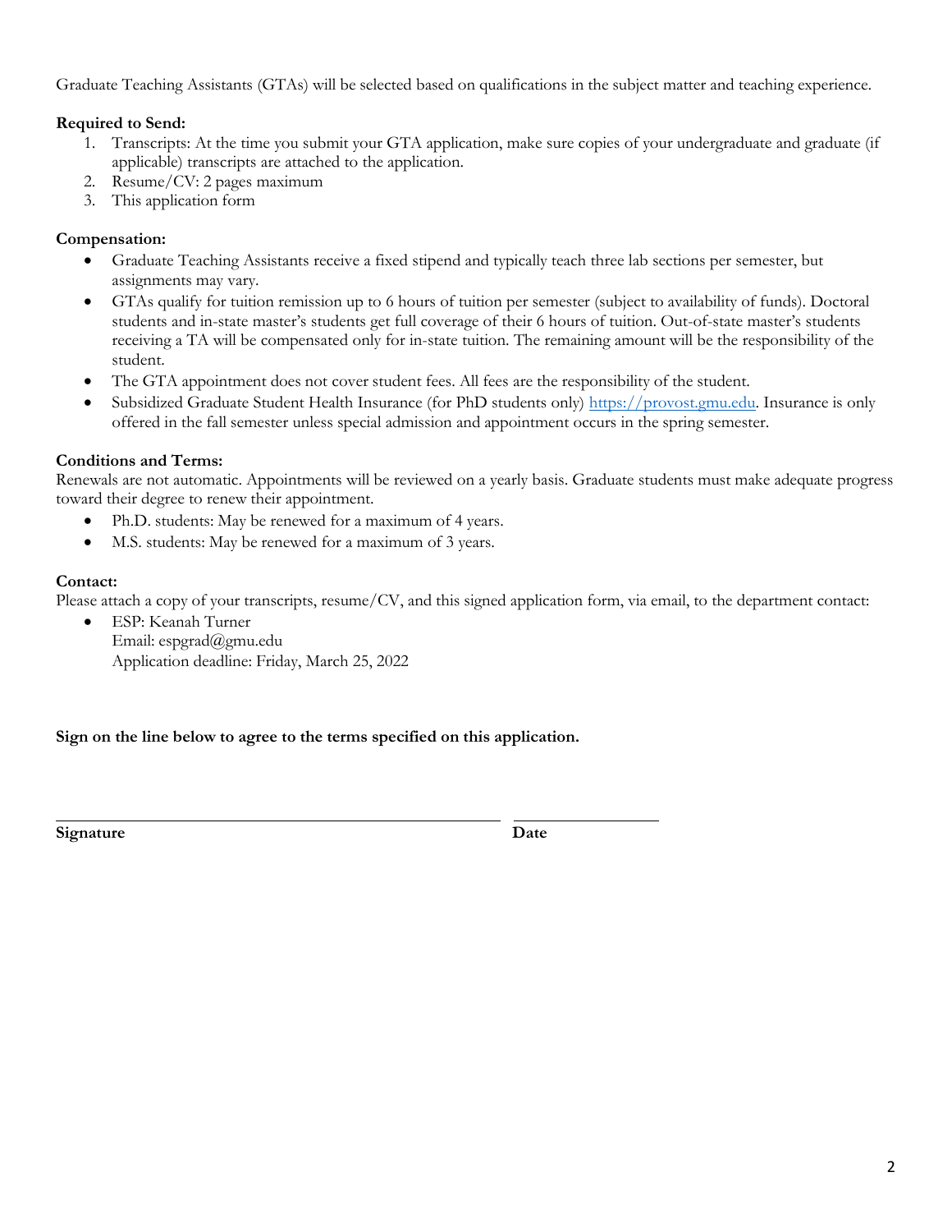Graduate Teaching Assistants (GTAs) will be selected based on qualifications in the subject matter and teaching experience.

**Required to Send:**

1. Transcripts: At the time you submit your GTA application, make sure copies of your undergraduate and graduate (if applicable) transcripts are attached to the application.
2. Resume/CV: 2 pages maximum
3. This application form

**Compensation:**

- Graduate Teaching Assistants receive a fixed stipend and typically teach three lab sections per semester, but assignments may vary.
- GTAs qualify for tuition remission up to 6 hours of tuition per semester (subject to availability of funds). Doctoral students and in-state master's students get full coverage of their 6 hours of tuition. Out-of-state master's students receiving a TA will be compensated only for in-state tuition. The remaining amount will be the responsibility of the student.
- The GTA appointment does not cover student fees. All fees are the responsibility of the student.
- Subsidized Graduate Student Health Insurance (for PhD students only) [https://provost.gmu.edu](https://provost.gmu.edu). Insurance is only offered in the fall semester unless special admission and appointment occurs in the spring semester.

**Conditions and Terms:**

Renewals are not automatic. Appointments will be reviewed on a yearly basis. Graduate students must make adequate progress toward their degree to renew their appointment.

- Ph.D. students: May be renewed for a maximum of 4 years.
- M.S. students: May be renewed for a maximum of 3 years.

**Contact:**

Please attach a copy of your transcripts, resume/CV, and this signed application form, via email, to the department contact:

- ESP: Keanah Turner
  Email: espgrad@gmu.edu
  Application deadline: Friday, March 25, 2022

**Sign on the line below to agree to the terms specified on this application.**

______________________________________________ ________________

**Signature** **Date**